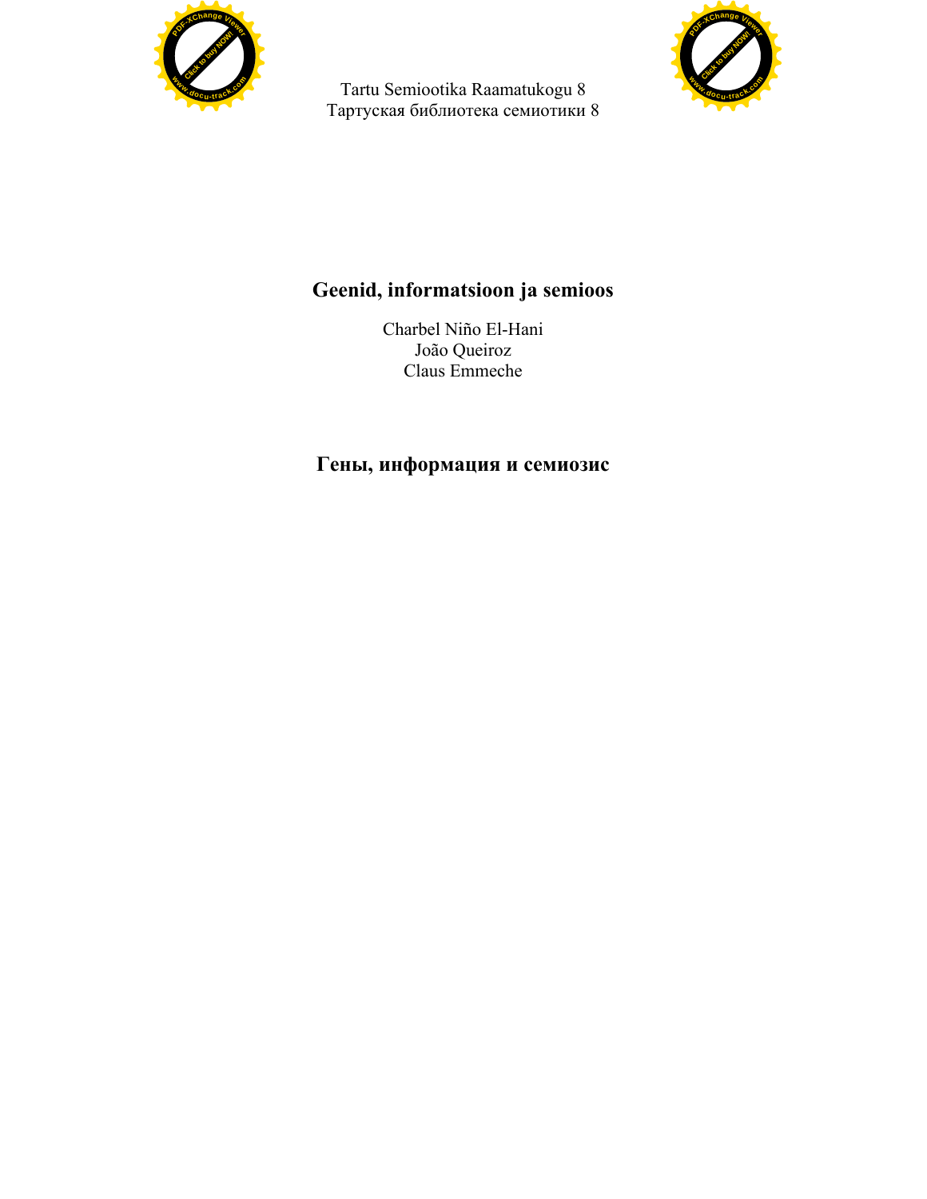Tartu Semiootika Raamatukogu 8
Тартуская библиотека семиотики 8

# Geenid, informatsioon ja semioos

Charbel Niño El-Hani
João Queiroz
Claus Emmeche

# Гены, информация и семиозис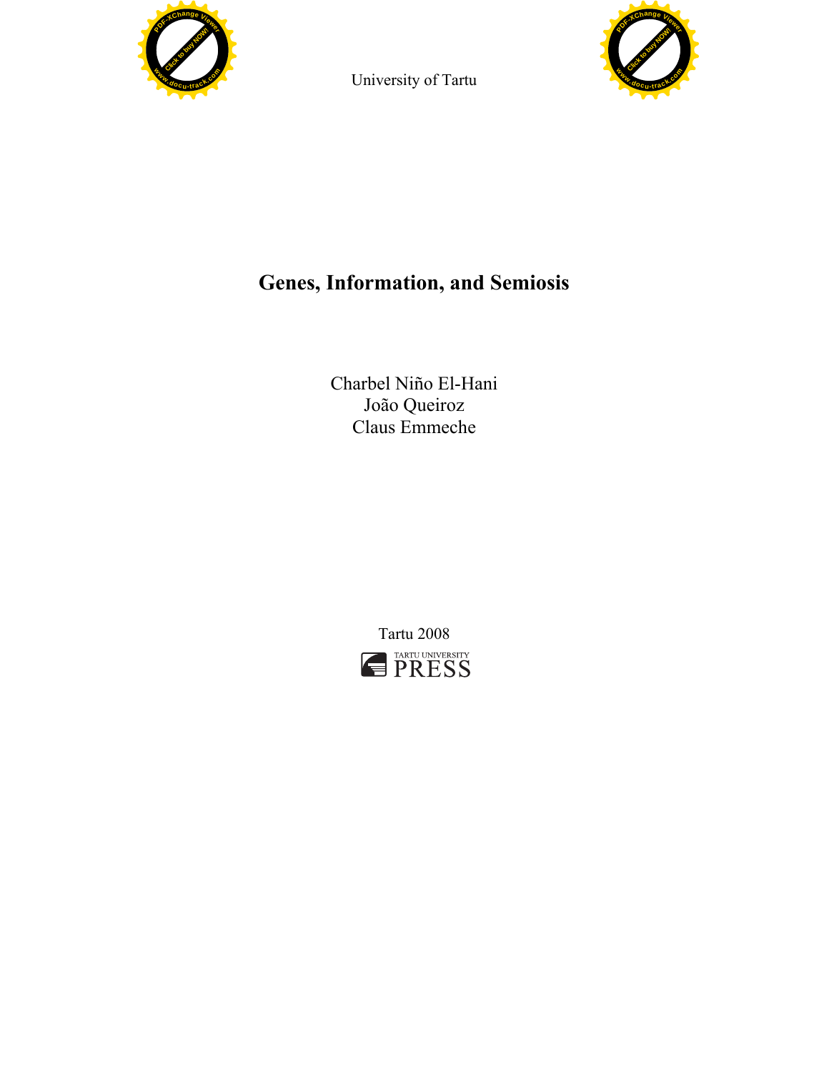University of Tartu

# Genes, Information, and Semiosis

Charbel Niño El-Hani
João Queiroz
Claus Emmeche

Tartu 2008

TARTU UNIVERSITY PRESS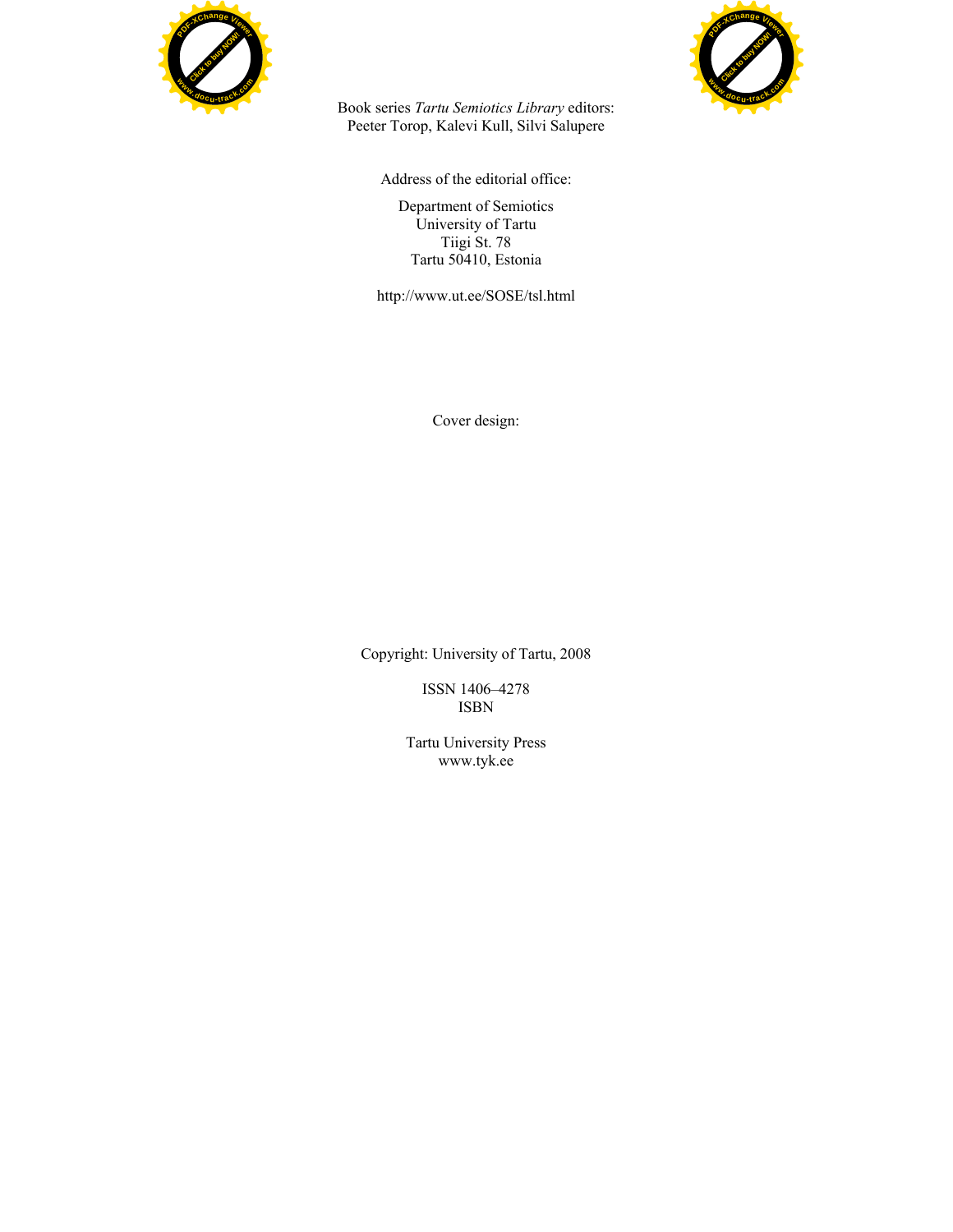Book series *Tartu Semiotics Library* editors:
Peeter Torop, Kalevi Kull, Silvi Salupere

Address of the editorial office:

Department of Semiotics
University of Tartu
Tiigi St. 78
Tartu 50410, Estonia

http://www.ut.ee/SOSE/tsl.html

Cover design:

Copyright: University of Tartu, 2008

ISSN 1406–4278
ISBN

Tartu University Press
www.tyk.ee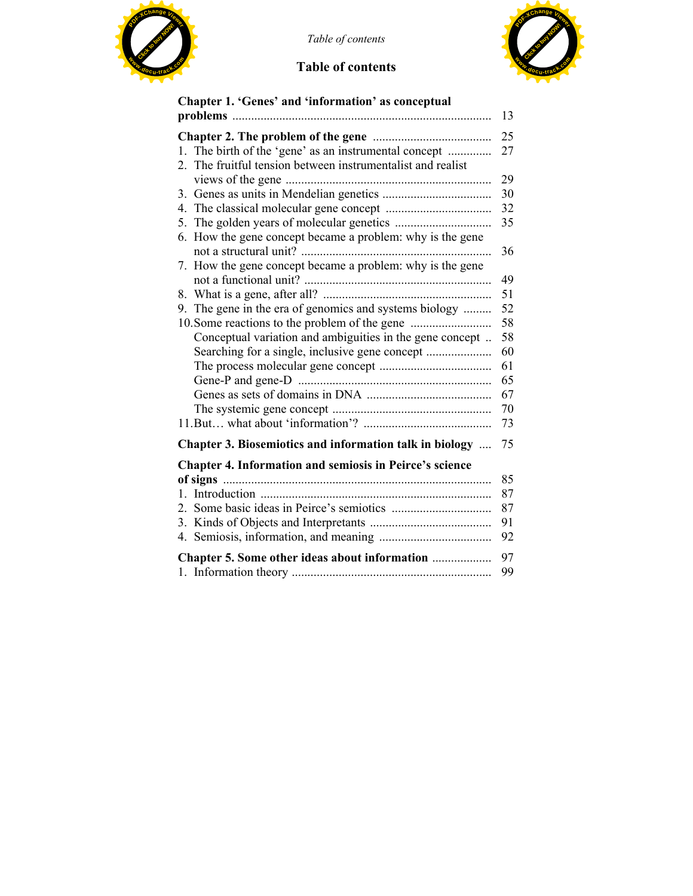## Table of contents

**Chapter 1. 'Genes' and 'information' as conceptual problems** ........ 13

**Chapter 2. The problem of the gene** ........ 25

1. The birth of the 'gene' as an instrumental concept ........ 27
2. The fruitful tension between instrumentalist and realist views of the gene ........ 29
3. Genes as units in Mendelian genetics ........ 30
4. The classical molecular gene concept ........ 32
5. The golden years of molecular genetics ........ 35
6. How the gene concept became a problem: why is the gene not a structural unit? ........ 36
7. How the gene concept became a problem: why is the gene not a functional unit? ........ 49
8. What is a gene, after all? ........ 51
9. The gene in the era of genomics and systems biology ........ 52
10. Some reactions to the problem of the gene ........ 58
    - Conceptual variation and ambiguities in the gene concept ........ 58
    - Searching for a single, inclusive gene concept ........ 60
    - The process molecular gene concept ........ 61
    - Gene-P and gene-D ........ 65
    - Genes as sets of domains in DNA ........ 67
    - The systemic gene concept ........ 70
11. But… what about 'information'? ........ 73

**Chapter 3. Biosemiotics and information talk in biology** ........ 75

**Chapter 4. Information and semiosis in Peirce's science of signs** ........ 85

1. Introduction ........ 87
2. Some basic ideas in Peirce's semiotics ........ 87
3. Kinds of Objects and Interpretants ........ 91
4. Semiosis, information, and meaning ........ 92

**Chapter 5. Some other ideas about information** ........ 97

1. Information theory ........ 99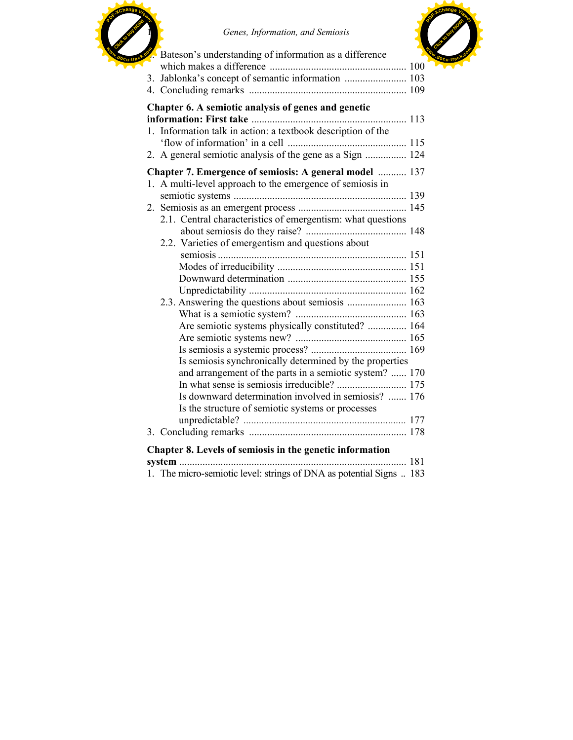2. Bateson's understanding of information as a difference which makes a difference ..................................................... 100
3. Jablonka's concept of semantic information ........................ 103
4. Concluding remarks ............................................................ 109

**Chapter 6. A semiotic analysis of genes and genetic information: First take** ............................................................ 113

1. Information talk in action: a textbook description of the 'flow of information' in a cell .............................................. 115
2. A general semiotic analysis of the gene as a Sign ................ 124

**Chapter 7. Emergence of semiosis: A general model** ........... 137

1. A multi-level approach to the emergence of semiosis in semiotic systems ................................................................... 139
2. Semiosis as an emergent process .......................................... 145
   - 2.1. Central characteristics of emergentism: what questions about semiosis do they raise? ....................................... 148
   - 2.2. Varieties of emergentism and questions about semiosis ........................................................................ 151
     - Modes of irreducibility .................................................. 151
     - Downward determination .............................................. 155
     - Unpredictability ............................................................. 162
   - 2.3. Answering the questions about semiosis ....................... 163
     - What is a semiotic system? ........................................... 163
     - Are semiotic systems physically constituted? ............... 164
     - Are semiotic systems new? ........................................... 165
     - Is semiosis a systemic process? ..................................... 169
     - Is semiosis synchronically determined by the properties and arrangement of the parts in a semiotic system? ...... 170
     - In what sense is semiosis irreducible? ........................... 175
     - Is downward determination involved in semiosis? ....... 176
     - Is the structure of semiotic systems or processes unpredictable? ............................................................... 177
3. Concluding remarks ............................................................ 178

**Chapter 8. Levels of semiosis in the genetic information system** ....................................................................................... 181

1. The micro-semiotic level: strings of DNA as potential Signs .. 183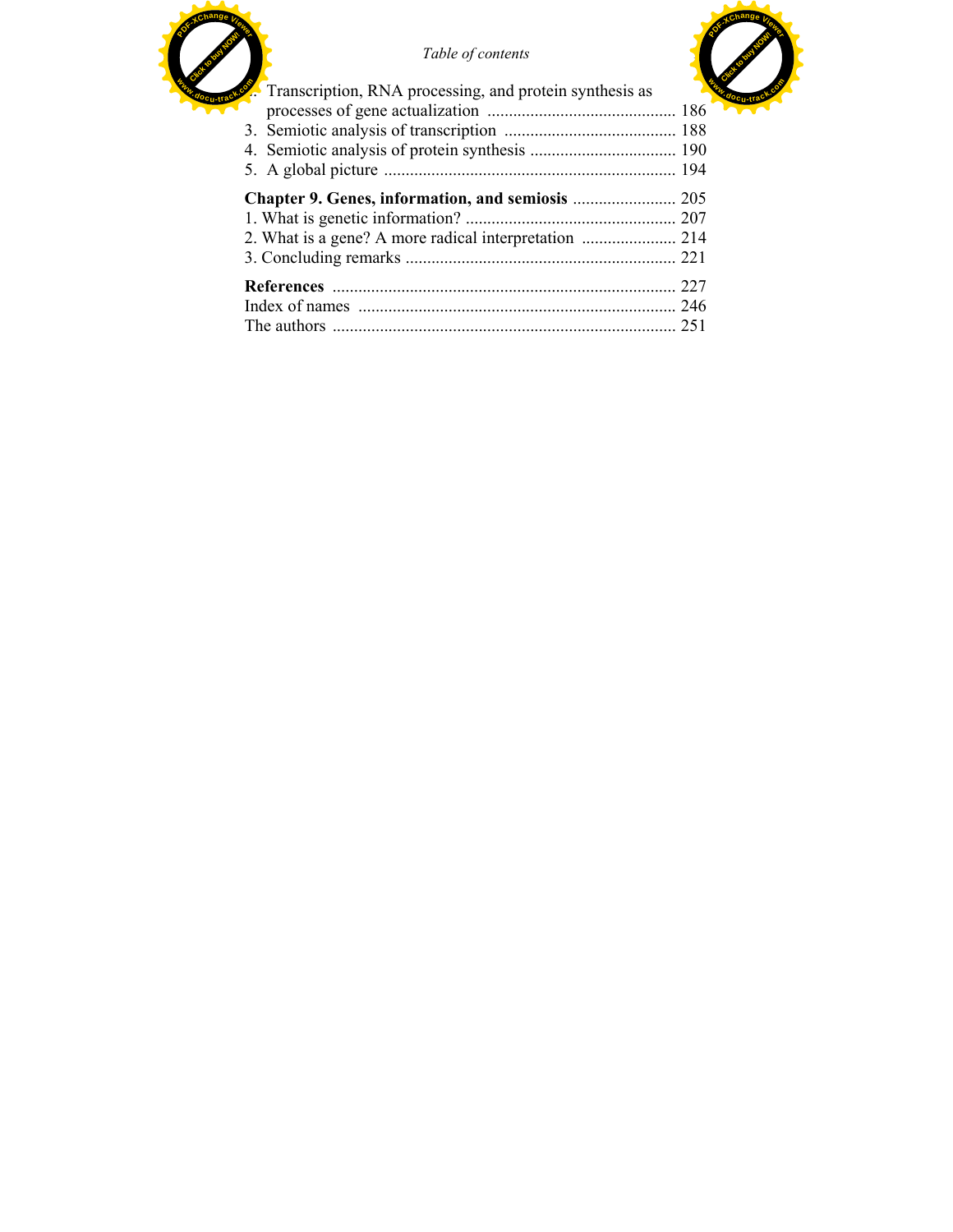2. Transcription, RNA processing, and protein synthesis as processes of gene actualization ............................................ 186
3. Semiotic analysis of transcription ........................................ 188
4. Semiotic analysis of protein synthesis .................................. 190
5. A global picture .................................................................... 194

**Chapter 9. Genes, information, and semiosis** ........................ 205

1. What is genetic information? ................................................. 207
2. What is a gene? A more radical interpretation ...................... 214
3. Concluding remarks ............................................................... 221

**References** ................................................................................ 227

Index of names .......................................................................... 246

The authors ................................................................................ 251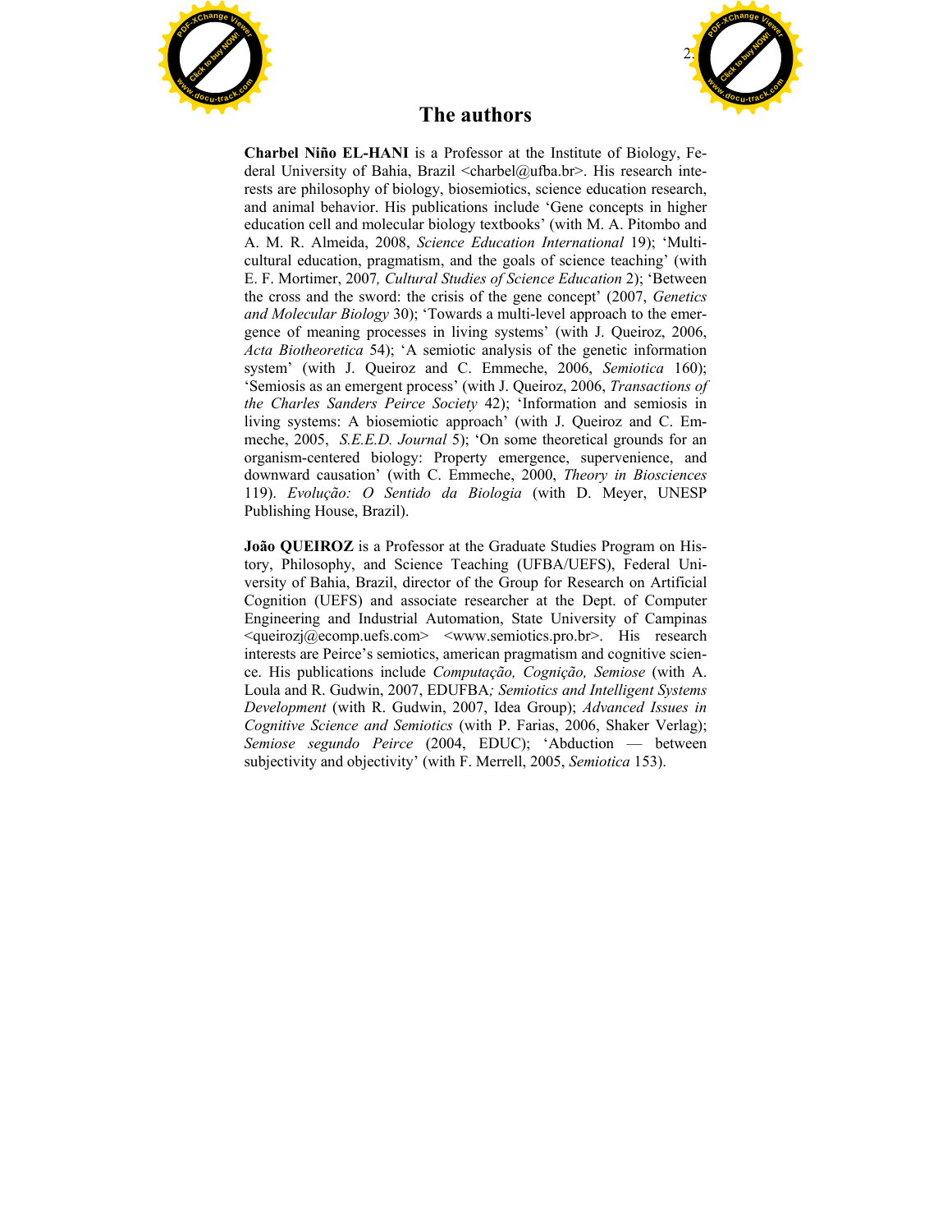# The authors

**Charbel Niño EL-HANI** is a Professor at the Institute of Biology, Federal University of Bahia, Brazil <charbel@ufba.br>. His research interests are philosophy of biology, biosemiotics, science education research, and animal behavior. His publications include 'Gene concepts in higher education cell and molecular biology textbooks' (with M. A. Pitombo and A. M. R. Almeida, 2008, *Science Education International* 19); 'Multicultural education, pragmatism, and the goals of science teaching' (with E. F. Mortimer, 2007*, Cultural Studies of Science Education* 2); 'Between the cross and the sword: the crisis of the gene concept' (2007, *Genetics and Molecular Biology* 30); 'Towards a multi-level approach to the emergence of meaning processes in living systems' (with J. Queiroz, 2006, *Acta Biotheoretica* 54); 'A semiotic analysis of the genetic information system' (with J. Queiroz and C. Emmeche, 2006, *Semiotica* 160); 'Semiosis as an emergent process' (with J. Queiroz, 2006, *Transactions of the Charles Sanders Peirce Society* 42); 'Information and semiosis in living systems: A biosemiotic approach' (with J. Queiroz and C. Emmeche, 2005, *S.E.E.D. Journal* 5); 'On some theoretical grounds for an organism-centered biology: Property emergence, supervenience, and downward causation' (with C. Emmeche, 2000, *Theory in Biosciences* 119). *Evolução: O Sentido da Biologia* (with D. Meyer, UNESP Publishing House, Brazil).

**João QUEIROZ** is a Professor at the Graduate Studies Program on History, Philosophy, and Science Teaching (UFBA/UEFS), Federal University of Bahia, Brazil, director of the Group for Research on Artificial Cognition (UEFS) and associate researcher at the Dept. of Computer Engineering and Industrial Automation, State University of Campinas <queirozj@ecomp.uefs.com> <www.semiotics.pro.br>. His research interests are Peirce's semiotics, american pragmatism and cognitive science. His publications include *Computação, Cognição, Semiose* (with A. Loula and R. Gudwin, 2007, EDUFBA*; Semiotics and Intelligent Systems Development* (with R. Gudwin, 2007, Idea Group); *Advanced Issues in Cognitive Science and Semiotics* (with P. Farias, 2006, Shaker Verlag); *Semiose segundo Peirce* (2004, EDUC); 'Abduction — between subjectivity and objectivity' (with F. Merrell, 2005, *Semiotica* 153).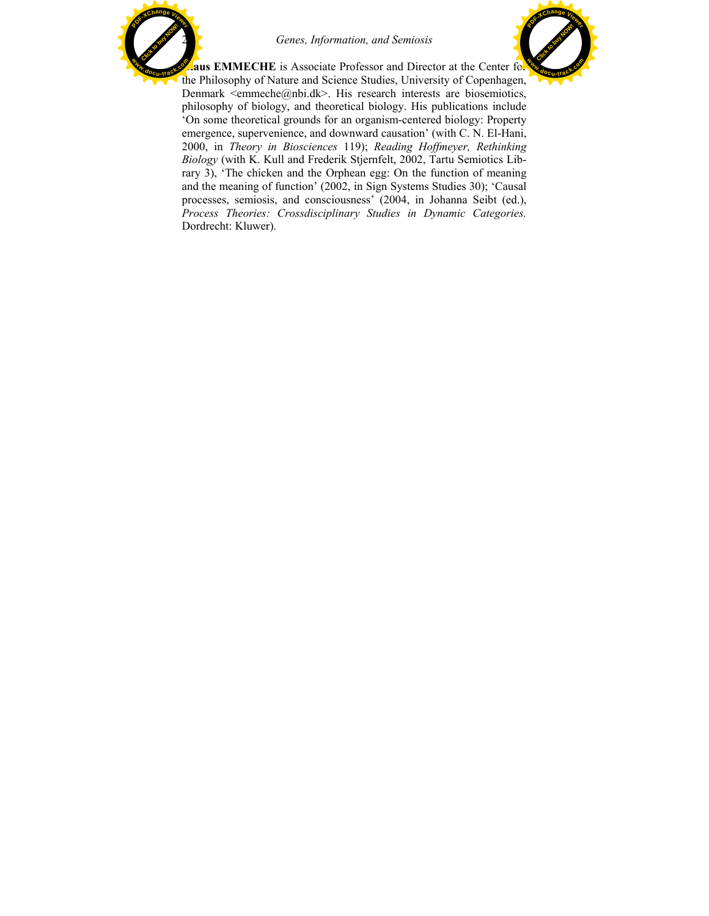**Claus EMMECHE** is Associate Professor and Director at the Center for the Philosophy of Nature and Science Studies, University of Copenhagen, Denmark <emmeche@nbi.dk>. His research interests are biosemiotics, philosophy of biology, and theoretical biology. His publications include 'On some theoretical grounds for an organism-centered biology: Property emergence, supervenience, and downward causation' (with C. N. El-Hani, 2000, in *Theory in Biosciences* 119); *Reading Hoffmeyer, Rethinking Biology* (with K. Kull and Frederik Stjernfelt, 2002, Tartu Semiotics Library 3), 'The chicken and the Orphean egg: On the function of meaning and the meaning of function' (2002, in Sign Systems Studies 30); 'Causal processes, semiosis, and consciousness' (2004, in Johanna Seibt (ed.), *Process Theories: Crossdisciplinary Studies in Dynamic Categories.* Dordrecht: Kluwer).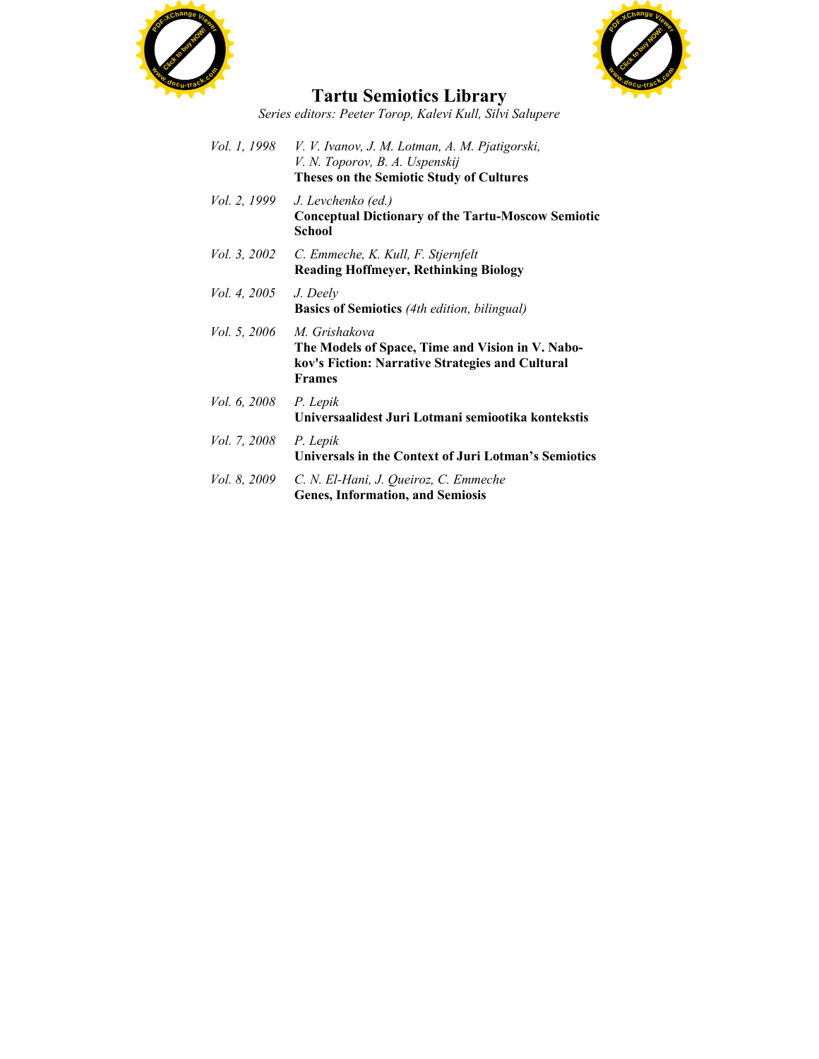# Tartu Semiotics Library

*Series editors: Peeter Torop, Kalevi Kull, Silvi Salupere*

| | | |
|---|---|---|
| *Vol. 1, 1998* | *V. V. Ivanov, J. M. Lotman, A. M. Pjatigorski, V. N. Toporov, B. A. Uspenskij* **Theses on the Semiotic Study of Cultures** |
| *Vol. 2, 1999* | *J. Levchenko (ed.)* **Conceptual Dictionary of the Tartu-Moscow Semiotic School** |
| *Vol. 3, 2002* | *C. Emmeche, K. Kull, F. Stjernfelt* **Reading Hoffmeyer, Rethinking Biology** |
| *Vol. 4, 2005* | *J. Deely* **Basics of Semiotics** *(4th edition, bilingual)* |
| *Vol. 5, 2006* | *M. Grishakova* **The Models of Space, Time and Vision in V. Nabokov's Fiction: Narrative Strategies and Cultural Frames** |
| *Vol. 6, 2008* | *P. Lepik* **Universaalidest Juri Lotmani semiootika kontekstis** |
| *Vol. 7, 2008* | *P. Lepik* **Universals in the Context of Juri Lotman's Semiotics** |
| *Vol. 8, 2009* | *C. N. El-Hani, J. Queiroz, C. Emmeche* **Genes, Information, and Semiosis** |